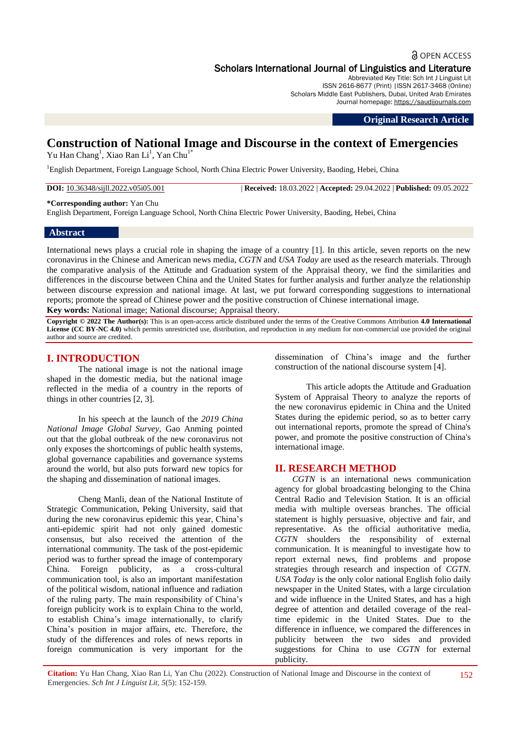# Construction of National Image and Discourse in the context of Emergencies

Yu Han Chang[1], Xiao Ran Li[1], Yan Chu[1*]

[1]English Department, Foreign Language School, North China Electric Power University, Baoding, Hebei, China

**DOI:** 10.36348/sijll.2022.v05i05.001 | **Received:** 18.03.2022 | **Accepted:** 29.04.2022 | **Published:** 09.05.2022

**\*Corresponding author:** Yan Chu
English Department, Foreign Language School, North China Electric Power University, Baoding, Hebei, China

## Abstract

International news plays a crucial role in shaping the image of a country [1]. In this article, seven reports on the new coronavirus in the Chinese and American news media, *CGTN* and *USA Today* are used as the research materials. Through the comparative analysis of the Attitude and Graduation system of the Appraisal theory, we find the similarities and differences in the discourse between China and the United States for further analysis and further analyze the relationship between discourse expression and national image. At last, we put forward corresponding suggestions to international reports; promote the spread of Chinese power and the positive construction of Chinese international image.

**Key words:** National image; National discourse; Appraisal theory.

**Copyright © 2022 The Author(s):** This is an open-access article distributed under the terms of the Creative Commons Attribution **4.0 International License (CC BY-NC 4.0)** which permits unrestricted use, distribution, and reproduction in any medium for non-commercial use provided the original author and source are credited.

## I. INTRODUCTION

The national image is not the national image shaped in the domestic media, but the national image reflected in the media of a country in the reports of things in other countries [2, 3].

In his speech at the launch of the *2019 China National Image Global Survey*, Gao Anming pointed out that the global outbreak of the new coronavirus not only exposes the shortcomings of public health systems, global governance capabilities and governance systems around the world, but also puts forward new topics for the shaping and dissemination of national images.

Cheng Manli, dean of the National Institute of Strategic Communication, Peking University, said that during the new coronavirus epidemic this year, China's anti-epidemic spirit had not only gained domestic consensus, but also received the attention of the international community. The task of the post-epidemic period was to further spread the image of contemporary China. Foreign publicity, as a cross-cultural communication tool, is also an important manifestation of the political wisdom, national influence and radiation of the ruling party. The main responsibility of China's foreign publicity work is to explain China to the world, to establish China's image internationally, to clarify China's position in major affairs, etc. Therefore, the study of the differences and roles of news reports in foreign communication is very important for the dissemination of China's image and the further construction of the national discourse system [4].

This article adopts the Attitude and Graduation System of Appraisal Theory to analyze the reports of the new coronavirus epidemic in China and the United States during the epidemic period, so as to better carry out international reports, promote the spread of China's power, and promote the positive construction of China's international image.

## II. RESEARCH METHOD

*CGTN* is an international news communication agency for global broadcasting belonging to the China Central Radio and Television Station. It is an official media with multiple overseas branches. The official statement is highly persuasive, objective and fair, and representative. As the official authoritative media, *CGTN* shoulders the responsibility of external communication. It is meaningful to investigate how to report external news, find problems and propose strategies through research and inspection of *CGTN*. *USA Today* is the only color national English folio daily newspaper in the United States, with a large circulation and wide influence in the United States, and has a high degree of attention and detailed coverage of the real-time epidemic in the United States. Due to the difference in influence, we compared the differences in publicity between the two sides and provided suggestions for China to use *CGTN* for external publicity.

**Citation:** Yu Han Chang, Xiao Ran Li, Yan Chu (2022). Construction of National Image and Discourse in the context of Emergencies. *Sch Int J Linguist Lit, 5*(5): 152-159.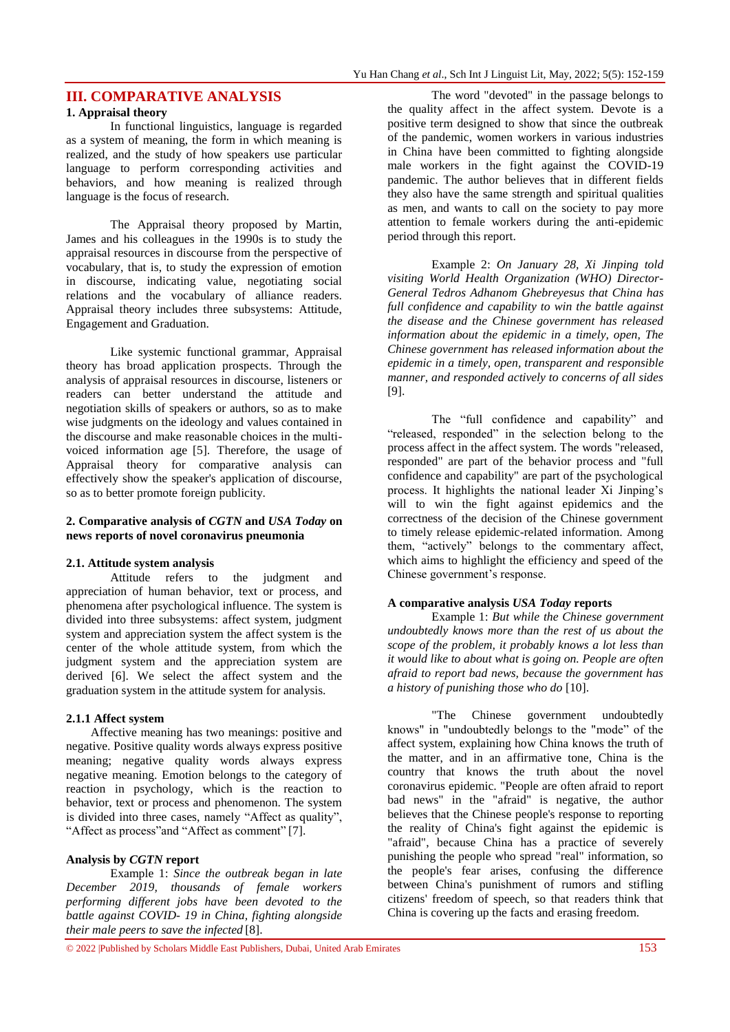## III. COMPARATIVE ANALYSIS

### 1. Appraisal theory

In functional linguistics, language is regarded as a system of meaning, the form in which meaning is realized, and the study of how speakers use particular language to perform corresponding activities and behaviors, and how meaning is realized through language is the focus of research.

The Appraisal theory proposed by Martin, James and his colleagues in the 1990s is to study the appraisal resources in discourse from the perspective of vocabulary, that is, to study the expression of emotion in discourse, indicating value, negotiating social relations and the vocabulary of alliance readers. Appraisal theory includes three subsystems: Attitude, Engagement and Graduation.

Like systemic functional grammar, Appraisal theory has broad application prospects. Through the analysis of appraisal resources in discourse, listeners or readers can better understand the attitude and negotiation skills of speakers or authors, so as to make wise judgments on the ideology and values contained in the discourse and make reasonable choices in the multi-voiced information age [5]. Therefore, the usage of Appraisal theory for comparative analysis can effectively show the speaker's application of discourse, so as to better promote foreign publicity.

### 2. Comparative analysis of *CGTN* and *USA Today* on news reports of novel coronavirus pneumonia

#### 2.1. Attitude system analysis

Attitude refers to the judgment and appreciation of human behavior, text or process, and phenomena after psychological influence. The system is divided into three subsystems: affect system, judgment system and appreciation system the affect system is the center of the whole attitude system, from which the judgment system and the appreciation system are derived [6]. We select the affect system and the graduation system in the attitude system for analysis.

#### 2.1.1 Affect system

Affective meaning has two meanings: positive and negative. Positive quality words always express positive meaning; negative quality words always express negative meaning. Emotion belongs to the category of reaction in psychology, which is the reaction to behavior, text or process and phenomenon. The system is divided into three cases, namely "Affect as quality", "Affect as process"and "Affect as comment" [7].

**Analysis by *CGTN* report**

Example 1: *Since the outbreak began in late December 2019, thousands of female workers performing different jobs have been devoted to the battle against COVID- 19 in China, fighting alongside their male peers to save the infected* [8].

The word "devoted" in the passage belongs to the quality affect in the affect system. Devote is a positive term designed to show that since the outbreak of the pandemic, women workers in various industries in China have been committed to fighting alongside male workers in the fight against the COVID-19 pandemic. The author believes that in different fields they also have the same strength and spiritual qualities as men, and wants to call on the society to pay more attention to female workers during the anti-epidemic period through this report.

Example 2: *On January 28, Xi Jinping told visiting World Health Organization (WHO) Director-General Tedros Adhanom Ghebreyesus that China has full confidence and capability to win the battle against the disease and the Chinese government has released information about the epidemic in a timely, open, The Chinese government has released information about the epidemic in a timely, open, transparent and responsible manner, and responded actively to concerns of all sides* [9].

The "full confidence and capability" and "released, responded" in the selection belong to the process affect in the affect system. The words "released, responded" are part of the behavior process and "full confidence and capability" are part of the psychological process. It highlights the national leader Xi Jinping's will to win the fight against epidemics and the correctness of the decision of the Chinese government to timely release epidemic-related information. Among them, "actively" belongs to the commentary affect, which aims to highlight the efficiency and speed of the Chinese government's response.

**A comparative analysis *USA Today* reports**

Example 1: *But while the Chinese government undoubtedly knows more than the rest of us about the scope of the problem, it probably knows a lot less than it would like to about what is going on. People are often afraid to report bad news, because the government has a history of punishing those who do* [10].

"The Chinese government undoubtedly knows" in "undoubtedly belongs to the "mode" of the affect system, explaining how China knows the truth of the matter, and in an affirmative tone, China is the country that knows the truth about the novel coronavirus epidemic. "People are often afraid to report bad news" in the "afraid" is negative, the author believes that the Chinese people's response to reporting the reality of China's fight against the epidemic is "afraid", because China has a practice of severely punishing the people who spread "real" information, so the people's fear arises, confusing the difference between China's punishment of rumors and stifling citizens' freedom of speech, so that readers think that China is covering up the facts and erasing freedom.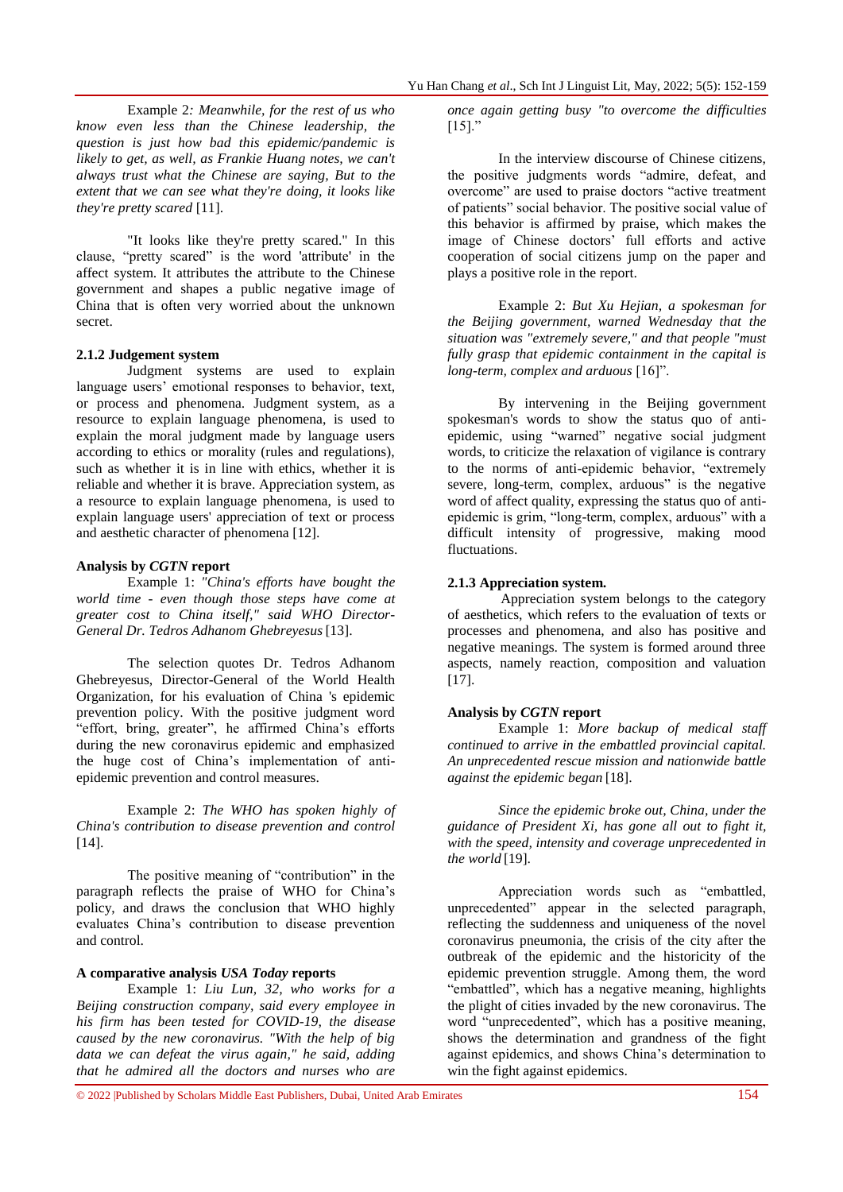Example 2: *Meanwhile, for the rest of us who know even less than the Chinese leadership, the question is just how bad this epidemic/pandemic is likely to get, as well, as Frankie Huang notes, we can't always trust what the Chinese are saying, But to the extent that we can see what they're doing, it looks like they're pretty scared* [11].

"It looks like they're pretty scared." In this clause, "pretty scared" is the word 'attribute' in the affect system. It attributes the attribute to the Chinese government and shapes a public negative image of China that is often very worried about the unknown secret.

### 2.1.2 Judgement system

Judgment systems are used to explain language users' emotional responses to behavior, text, or process and phenomena. Judgment system, as a resource to explain language phenomena, is used to explain the moral judgment made by language users according to ethics or morality (rules and regulations), such as whether it is in line with ethics, whether it is reliable and whether it is brave. Appreciation system, as a resource to explain language phenomena, is used to explain language users' appreciation of text or process and aesthetic character of phenomena [12].

**Analysis by *CGTN* report**

Example 1: *"China's efforts have bought the world time - even though those steps have come at greater cost to China itself," said WHO Director-General Dr. Tedros Adhanom Ghebreyesus* [13].

The selection quotes Dr. Tedros Adhanom Ghebreyesus, Director-General of the World Health Organization, for his evaluation of China 's epidemic prevention policy. With the positive judgment word "effort, bring, greater", he affirmed China's efforts during the new coronavirus epidemic and emphasized the huge cost of China's implementation of anti-epidemic prevention and control measures.

Example 2: *The WHO has spoken highly of China's contribution to disease prevention and control* [14].

The positive meaning of "contribution" in the paragraph reflects the praise of WHO for China's policy, and draws the conclusion that WHO highly evaluates China's contribution to disease prevention and control.

**A comparative analysis *USA Today* reports**

Example 1: *Liu Lun, 32, who works for a Beijing construction company, said every employee in his firm has been tested for COVID-19, the disease caused by the new coronavirus. "With the help of big data we can defeat the virus again," he said, adding that he admired all the doctors and nurses who are once again getting busy "to overcome the difficulties* [15]."

In the interview discourse of Chinese citizens, the positive judgments words "admire, defeat, and overcome" are used to praise doctors "active treatment of patients" social behavior. The positive social value of this behavior is affirmed by praise, which makes the image of Chinese doctors' full efforts and active cooperation of social citizens jump on the paper and plays a positive role in the report.

Example 2: *But Xu Hejian, a spokesman for the Beijing government, warned Wednesday that the situation was "extremely severe," and that people "must fully grasp that epidemic containment in the capital is long-term, complex and arduous* [16]".

By intervening in the Beijing government spokesman's words to show the status quo of anti-epidemic, using "warned" negative social judgment words, to criticize the relaxation of vigilance is contrary to the norms of anti-epidemic behavior, "extremely severe, long-term, complex, arduous" is the negative word of affect quality, expressing the status quo of anti-epidemic is grim, "long-term, complex, arduous" with a difficult intensity of progressive, making mood fluctuations.

### 2.1.3 Appreciation system.

Appreciation system belongs to the category of aesthetics, which refers to the evaluation of texts or processes and phenomena, and also has positive and negative meanings. The system is formed around three aspects, namely reaction, composition and valuation [17].

**Analysis by *CGTN* report**

Example 1: *More backup of medical staff continued to arrive in the embattled provincial capital. An unprecedented rescue mission and nationwide battle against the epidemic began* [18].

*Since the epidemic broke out, China, under the guidance of President Xi, has gone all out to fight it, with the speed, intensity and coverage unprecedented in the world* [19].

Appreciation words such as "embattled, unprecedented" appear in the selected paragraph, reflecting the suddenness and uniqueness of the novel coronavirus pneumonia, the crisis of the city after the outbreak of the epidemic and the historicity of the epidemic prevention struggle. Among them, the word "embattled", which has a negative meaning, highlights the plight of cities invaded by the new coronavirus. The word "unprecedented", which has a positive meaning, shows the determination and grandness of the fight against epidemics, and shows China's determination to win the fight against epidemics.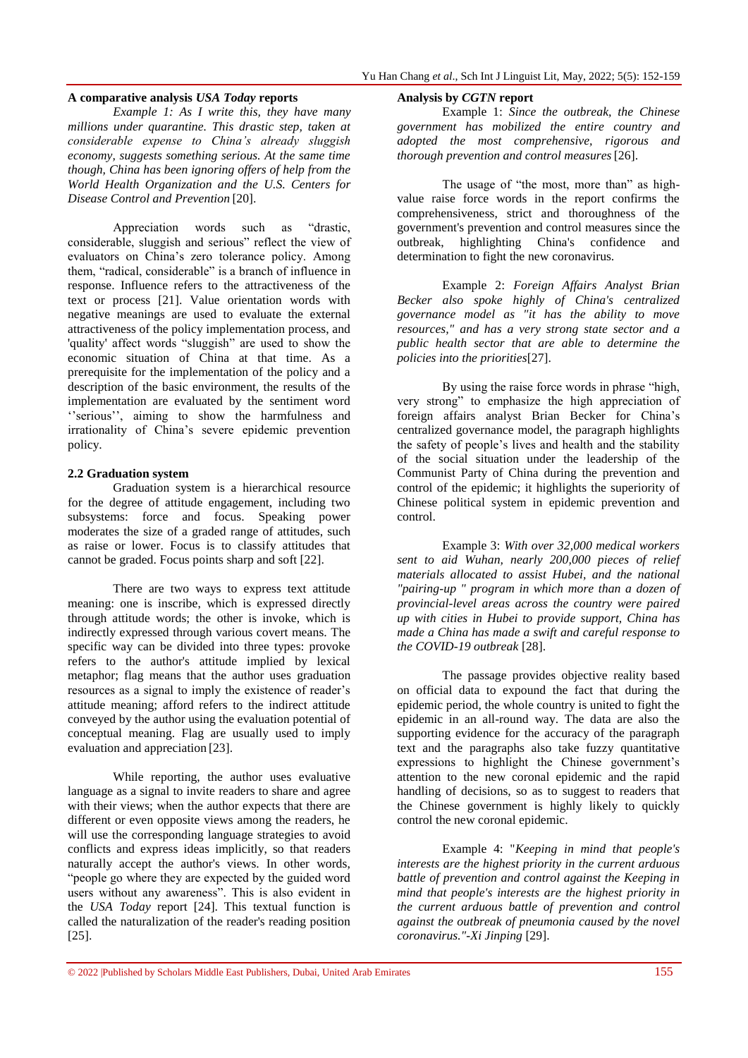**A comparative analysis *USA Today* reports**

*Example 1: As I write this, they have many millions under quarantine. This drastic step, taken at considerable expense to China's already sluggish economy, suggests something serious. At the same time though, China has been ignoring offers of help from the World Health Organization and the U.S. Centers for Disease Control and Prevention* [20].

Appreciation words such as "drastic, considerable, sluggish and serious" reflect the view of evaluators on China's zero tolerance policy. Among them, "radical, considerable" is a branch of influence in response. Influence refers to the attractiveness of the text or process [21]. Value orientation words with negative meanings are used to evaluate the external attractiveness of the policy implementation process, and 'quality' affect words "sluggish" are used to show the economic situation of China at that time. As a prerequisite for the implementation of the policy and a description of the basic environment, the results of the implementation are evaluated by the sentiment word ''serious'', aiming to show the harmfulness and irrationality of China's severe epidemic prevention policy.

### 2.2 Graduation system

Graduation system is a hierarchical resource for the degree of attitude engagement, including two subsystems: force and focus. Speaking power moderates the size of a graded range of attitudes, such as raise or lower. Focus is to classify attitudes that cannot be graded. Focus points sharp and soft [22].

There are two ways to express text attitude meaning: one is inscribe, which is expressed directly through attitude words; the other is invoke, which is indirectly expressed through various covert means. The specific way can be divided into three types: provoke refers to the author's attitude implied by lexical metaphor; flag means that the author uses graduation resources as a signal to imply the existence of reader's attitude meaning; afford refers to the indirect attitude conveyed by the author using the evaluation potential of conceptual meaning. Flag are usually used to imply evaluation and appreciation [23].

While reporting, the author uses evaluative language as a signal to invite readers to share and agree with their views; when the author expects that there are different or even opposite views among the readers, he will use the corresponding language strategies to avoid conflicts and express ideas implicitly, so that readers naturally accept the author's views. In other words, "people go where they are expected by the guided word users without any awareness". This is also evident in the *USA Today* report [24]. This textual function is called the naturalization of the reader's reading position [25].

**Analysis by *CGTN* report**

Example 1: *Since the outbreak, the Chinese government has mobilized the entire country and adopted the most comprehensive, rigorous and thorough prevention and control measures* [26].

The usage of "the most, more than" as high-value raise force words in the report confirms the comprehensiveness, strict and thoroughness of the government's prevention and control measures since the outbreak, highlighting China's confidence and determination to fight the new coronavirus.

Example 2: *Foreign Affairs Analyst Brian Becker also spoke highly of China's centralized governance model as "it has the ability to move resources," and has a very strong state sector and a public health sector that are able to determine the policies into the priorities*[27].

By using the raise force words in phrase "high, very strong" to emphasize the high appreciation of foreign affairs analyst Brian Becker for China's centralized governance model, the paragraph highlights the safety of people's lives and health and the stability of the social situation under the leadership of the Communist Party of China during the prevention and control of the epidemic; it highlights the superiority of Chinese political system in epidemic prevention and control.

Example 3: *With over 32,000 medical workers sent to aid Wuhan, nearly 200,000 pieces of relief materials allocated to assist Hubei, and the national "pairing-up " program in which more than a dozen of provincial-level areas across the country were paired up with cities in Hubei to provide support, China has made a China has made a swift and careful response to the COVID-19 outbreak* [28].

The passage provides objective reality based on official data to expound the fact that during the epidemic period, the whole country is united to fight the epidemic in an all-round way. The data are also the supporting evidence for the accuracy of the paragraph text and the paragraphs also take fuzzy quantitative expressions to highlight the Chinese government's attention to the new coronal epidemic and the rapid handling of decisions, so as to suggest to readers that the Chinese government is highly likely to quickly control the new coronal epidemic.

Example 4: "*Keeping in mind that people's interests are the highest priority in the current arduous battle of prevention and control against the Keeping in mind that people's interests are the highest priority in the current arduous battle of prevention and control against the outbreak of pneumonia caused by the novel coronavirus."-Xi Jinping* [29].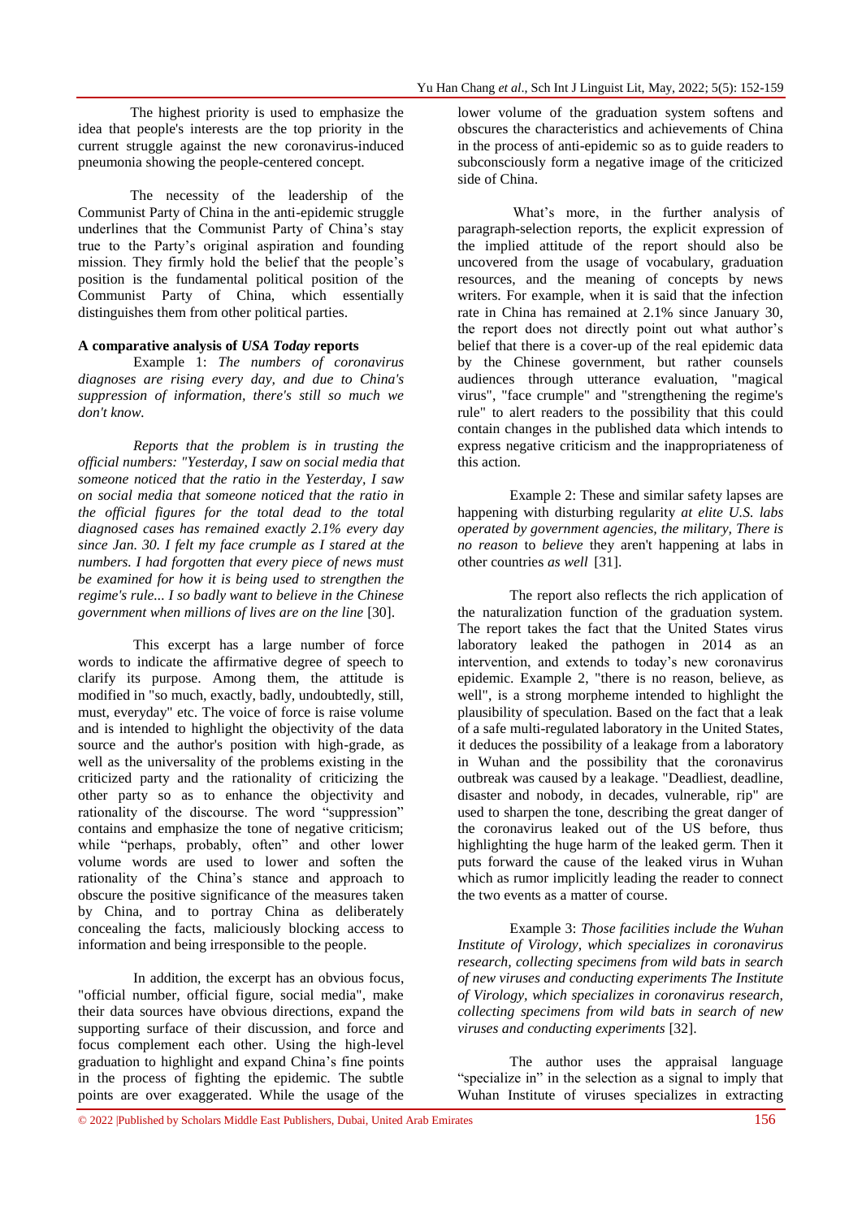The highest priority is used to emphasize the idea that people's interests are the top priority in the current struggle against the new coronavirus-induced pneumonia showing the people-centered concept.

The necessity of the leadership of the Communist Party of China in the anti-epidemic struggle underlines that the Communist Party of China's stay true to the Party's original aspiration and founding mission. They firmly hold the belief that the people's position is the fundamental political position of the Communist Party of China, which essentially distinguishes them from other political parties.

**A comparative analysis of *USA Today* reports**

Example 1: *The numbers of coronavirus diagnoses are rising every day, and due to China's suppression of information, there's still so much we don't know.*

*Reports that the problem is in trusting the official numbers: "Yesterday, I saw on social media that someone noticed that the ratio in the Yesterday, I saw on social media that someone noticed that the ratio in the official figures for the total dead to the total diagnosed cases has remained exactly 2.1% every day since Jan. 30. I felt my face crumple as I stared at the numbers. I had forgotten that every piece of news must be examined for how it is being used to strengthen the regime's rule... I so badly want to believe in the Chinese government when millions of lives are on the line* [30].

This excerpt has a large number of force words to indicate the affirmative degree of speech to clarify its purpose. Among them, the attitude is modified in "so much, exactly, badly, undoubtedly, still, must, everyday" etc. The voice of force is raise volume and is intended to highlight the objectivity of the data source and the author's position with high-grade, as well as the universality of the problems existing in the criticized party and the rationality of criticizing the other party so as to enhance the objectivity and rationality of the discourse. The word "suppression" contains and emphasize the tone of negative criticism; while "perhaps, probably, often" and other lower volume words are used to lower and soften the rationality of the China's stance and approach to obscure the positive significance of the measures taken by China, and to portray China as deliberately concealing the facts, maliciously blocking access to information and being irresponsible to the people.

In addition, the excerpt has an obvious focus, "official number, official figure, social media", make their data sources have obvious directions, expand the supporting surface of their discussion, and force and focus complement each other. Using the high-level graduation to highlight and expand China's fine points in the process of fighting the epidemic. The subtle points are over exaggerated. While the usage of the lower volume of the graduation system softens and obscures the characteristics and achievements of China in the process of anti-epidemic so as to guide readers to subconsciously form a negative image of the criticized side of China.

What's more, in the further analysis of paragraph-selection reports, the explicit expression of the implied attitude of the report should also be uncovered from the usage of vocabulary, graduation resources, and the meaning of concepts by news writers. For example, when it is said that the infection rate in China has remained at 2.1% since January 30, the report does not directly point out what author's belief that there is a cover-up of the real epidemic data by the Chinese government, but rather counsels audiences through utterance evaluation, "magical virus", "face crumple" and "strengthening the regime's rule" to alert readers to the possibility that this could contain changes in the published data which intends to express negative criticism and the inappropriateness of this action.

Example 2: These and similar safety lapses are happening with disturbing regularity *at elite U.S. labs operated by government agencies, the military, There is no reason* to *believe* they aren't happening at labs in other countries *as well* [31].

The report also reflects the rich application of the naturalization function of the graduation system. The report takes the fact that the United States virus laboratory leaked the pathogen in 2014 as an intervention, and extends to today's new coronavirus epidemic. Example 2, "there is no reason, believe, as well", is a strong morpheme intended to highlight the plausibility of speculation. Based on the fact that a leak of a safe multi-regulated laboratory in the United States, it deduces the possibility of a leakage from a laboratory in Wuhan and the possibility that the coronavirus outbreak was caused by a leakage. "Deadliest, deadline, disaster and nobody, in decades, vulnerable, rip" are used to sharpen the tone, describing the great danger of the coronavirus leaked out of the US before, thus highlighting the huge harm of the leaked germ. Then it puts forward the cause of the leaked virus in Wuhan which as rumor implicitly leading the reader to connect the two events as a matter of course.

Example 3: *Those facilities include the Wuhan Institute of Virology, which specializes in coronavirus research, collecting specimens from wild bats in search of new viruses and conducting experiments The Institute of Virology, which specializes in coronavirus research, collecting specimens from wild bats in search of new viruses and conducting experiments* [32].

The author uses the appraisal language "specialize in" in the selection as a signal to imply that Wuhan Institute of viruses specializes in extracting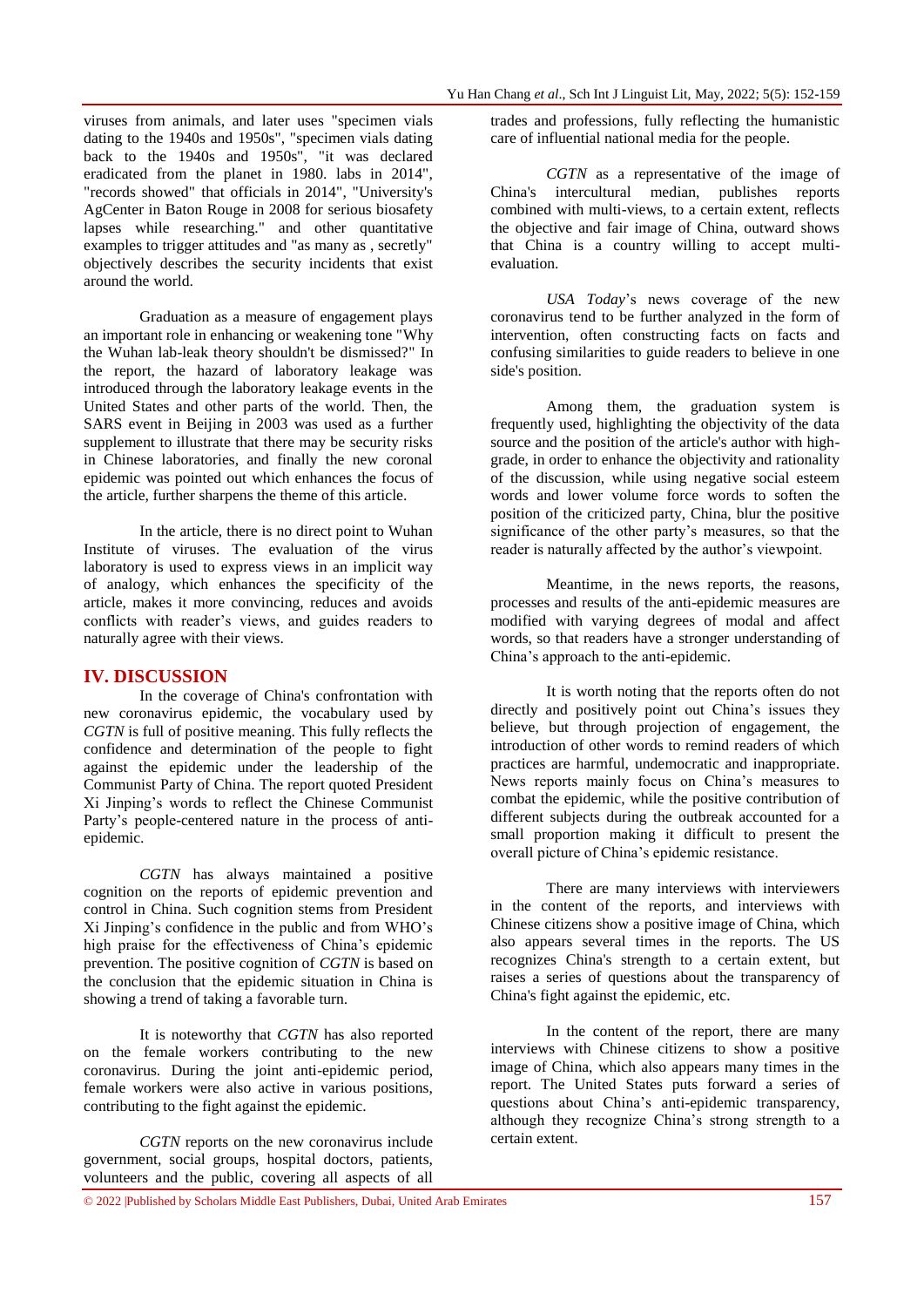viruses from animals, and later uses "specimen vials dating to the 1940s and 1950s", "specimen vials dating back to the 1940s and 1950s", "it was declared eradicated from the planet in 1980. labs in 2014", "records showed" that officials in 2014", "University's AgCenter in Baton Rouge in 2008 for serious biosafety lapses while researching." and other quantitative examples to trigger attitudes and "as many as , secretly" objectively describes the security incidents that exist around the world.

Graduation as a measure of engagement plays an important role in enhancing or weakening tone "Why the Wuhan lab-leak theory shouldn't be dismissed?" In the report, the hazard of laboratory leakage was introduced through the laboratory leakage events in the United States and other parts of the world. Then, the SARS event in Beijing in 2003 was used as a further supplement to illustrate that there may be security risks in Chinese laboratories, and finally the new coronal epidemic was pointed out which enhances the focus of the article, further sharpens the theme of this article.

In the article, there is no direct point to Wuhan Institute of viruses. The evaluation of the virus laboratory is used to express views in an implicit way of analogy, which enhances the specificity of the article, makes it more convincing, reduces and avoids conflicts with reader's views, and guides readers to naturally agree with their views.

## IV. DISCUSSION

In the coverage of China's confrontation with new coronavirus epidemic, the vocabulary used by *CGTN* is full of positive meaning. This fully reflects the confidence and determination of the people to fight against the epidemic under the leadership of the Communist Party of China. The report quoted President Xi Jinping's words to reflect the Chinese Communist Party's people-centered nature in the process of anti-epidemic.

*CGTN* has always maintained a positive cognition on the reports of epidemic prevention and control in China. Such cognition stems from President Xi Jinping's confidence in the public and from WHO's high praise for the effectiveness of China's epidemic prevention. The positive cognition of *CGTN* is based on the conclusion that the epidemic situation in China is showing a trend of taking a favorable turn.

It is noteworthy that *CGTN* has also reported on the female workers contributing to the new coronavirus. During the joint anti-epidemic period, female workers were also active in various positions, contributing to the fight against the epidemic.

*CGTN* reports on the new coronavirus include government, social groups, hospital doctors, patients, volunteers and the public, covering all aspects of all trades and professions, fully reflecting the humanistic care of influential national media for the people.

*CGTN* as a representative of the image of China's intercultural median, publishes reports combined with multi-views, to a certain extent, reflects the objective and fair image of China, outward shows that China is a country willing to accept multi-evaluation.

*USA Today*'s news coverage of the new coronavirus tend to be further analyzed in the form of intervention, often constructing facts on facts and confusing similarities to guide readers to believe in one side's position.

Among them, the graduation system is frequently used, highlighting the objectivity of the data source and the position of the article's author with high-grade, in order to enhance the objectivity and rationality of the discussion, while using negative social esteem words and lower volume force words to soften the position of the criticized party, China, blur the positive significance of the other party's measures, so that the reader is naturally affected by the author's viewpoint.

Meantime, in the news reports, the reasons, processes and results of the anti-epidemic measures are modified with varying degrees of modal and affect words, so that readers have a stronger understanding of China's approach to the anti-epidemic.

It is worth noting that the reports often do not directly and positively point out China's issues they believe, but through projection of engagement, the introduction of other words to remind readers of which practices are harmful, undemocratic and inappropriate. News reports mainly focus on China's measures to combat the epidemic, while the positive contribution of different subjects during the outbreak accounted for a small proportion making it difficult to present the overall picture of China's epidemic resistance.

There are many interviews with interviewers in the content of the reports, and interviews with Chinese citizens show a positive image of China, which also appears several times in the reports. The US recognizes China's strength to a certain extent, but raises a series of questions about the transparency of China's fight against the epidemic, etc.

In the content of the report, there are many interviews with Chinese citizens to show a positive image of China, which also appears many times in the report. The United States puts forward a series of questions about China's anti-epidemic transparency, although they recognize China's strong strength to a certain extent.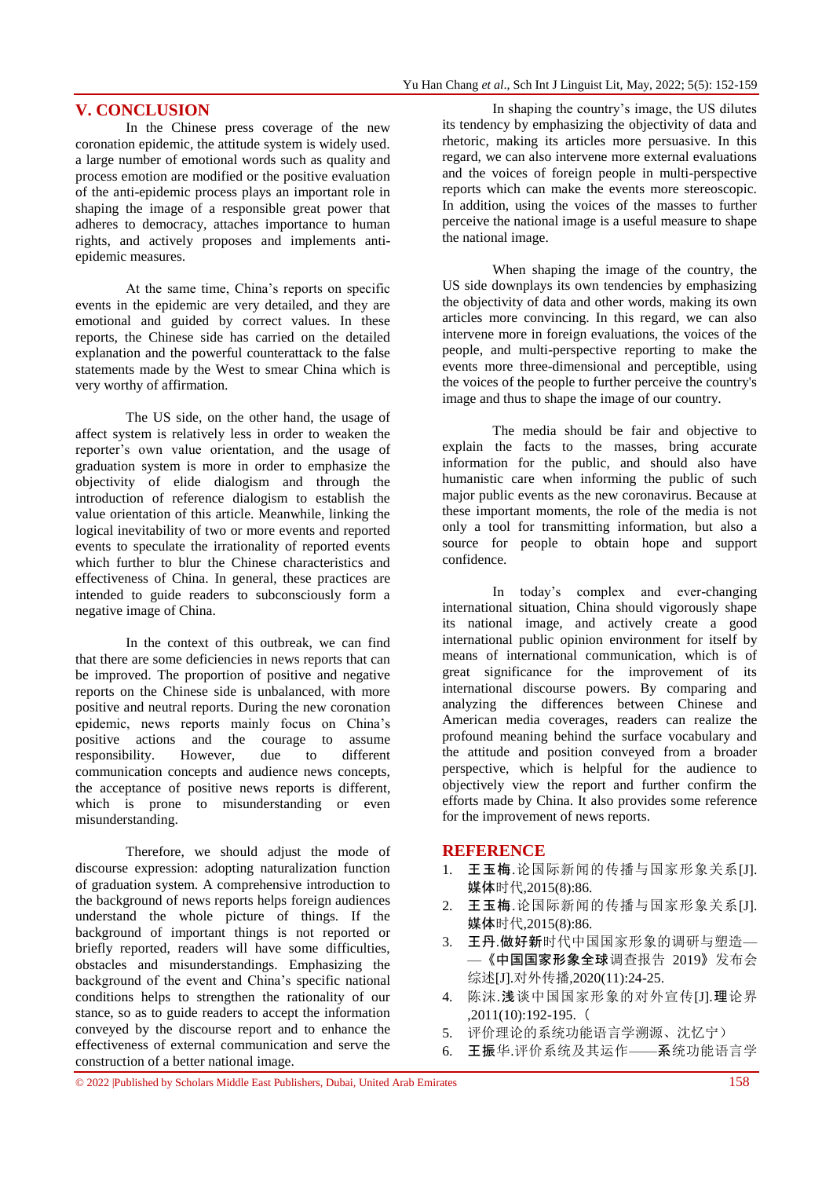## V. CONCLUSION

In the Chinese press coverage of the new coronation epidemic, the attitude system is widely used. a large number of emotional words such as quality and process emotion are modified or the positive evaluation of the anti-epidemic process plays an important role in shaping the image of a responsible great power that adheres to democracy, attaches importance to human rights, and actively proposes and implements anti-epidemic measures.

At the same time, China's reports on specific events in the epidemic are very detailed, and they are emotional and guided by correct values. In these reports, the Chinese side has carried on the detailed explanation and the powerful counterattack to the false statements made by the West to smear China which is very worthy of affirmation.

The US side, on the other hand, the usage of affect system is relatively less in order to weaken the reporter's own value orientation, and the usage of graduation system is more in order to emphasize the objectivity of elide dialogism and through the introduction of reference dialogism to establish the value orientation of this article. Meanwhile, linking the logical inevitability of two or more events and reported events to speculate the irrationality of reported events which further to blur the Chinese characteristics and effectiveness of China. In general, these practices are intended to guide readers to subconsciously form a negative image of China.

In the context of this outbreak, we can find that there are some deficiencies in news reports that can be improved. The proportion of positive and negative reports on the Chinese side is unbalanced, with more positive and neutral reports. During the new coronation epidemic, news reports mainly focus on China's positive actions and the courage to assume responsibility. However, due to different communication concepts and audience news concepts, the acceptance of positive news reports is different, which is prone to misunderstanding or even misunderstanding.

Therefore, we should adjust the mode of discourse expression: adopting naturalization function of graduation system. A comprehensive introduction to the background of news reports helps foreign audiences understand the whole picture of things. If the background of important things is not reported or briefly reported, readers will have some difficulties, obstacles and misunderstandings. Emphasizing the background of the event and China's specific national conditions helps to strengthen the rationality of our stance, so as to guide readers to accept the information conveyed by the discourse report and to enhance the effectiveness of external communication and serve the construction of a better national image.

In shaping the country's image, the US dilutes its tendency by emphasizing the objectivity of data and rhetoric, making its articles more persuasive. In this regard, we can also intervene more external evaluations and the voices of foreign people in multi-perspective reports which can make the events more stereoscopic. In addition, using the voices of the masses to further perceive the national image is a useful measure to shape the national image.

When shaping the image of the country, the US side downplays its own tendencies by emphasizing the objectivity of data and other words, making its own articles more convincing. In this regard, we can also intervene more in foreign evaluations, the voices of the people, and multi-perspective reporting to make the events more three-dimensional and perceptible, using the voices of the people to further perceive the country's image and thus to shape the image of our country.

The media should be fair and objective to explain the facts to the masses, bring accurate information for the public, and should also have humanistic care when informing the public of such major public events as the new coronavirus. Because at these important moments, the role of the media is not only a tool for transmitting information, but also a source for people to obtain hope and support confidence.

In today's complex and ever-changing international situation, China should vigorously shape its national image, and actively create a good international public opinion environment for itself by means of international communication, which is of great significance for the improvement of its international discourse powers. By comparing and analyzing the differences between Chinese and American media coverages, readers can realize the profound meaning behind the surface vocabulary and the attitude and position conveyed from a broader perspective, which is helpful for the audience to objectively view the report and further confirm the efforts made by China. It also provides some reference for the improvement of news reports.

## REFERENCE

1. 王玉梅.论国际新闻的传播与国家形象关系[J].媒体时代,2015(8):86.
2. 王玉梅.论国际新闻的传播与国家形象关系[J].媒体时代,2015(8):86.
3. 王丹.做好新时代中国国家形象的调研与塑造——《中国国家形象全球调查报告 2019》发布会综述[J].对外传播,2020(11):24-25.
4. 陈沫.浅谈中国国家形象的对外宣传[J].理论界,2011(10):192-195.（
5. 评价理论的系统功能语言学溯源、沈忆宁）
6. 王振华.评价系统及其运作——系统功能语言学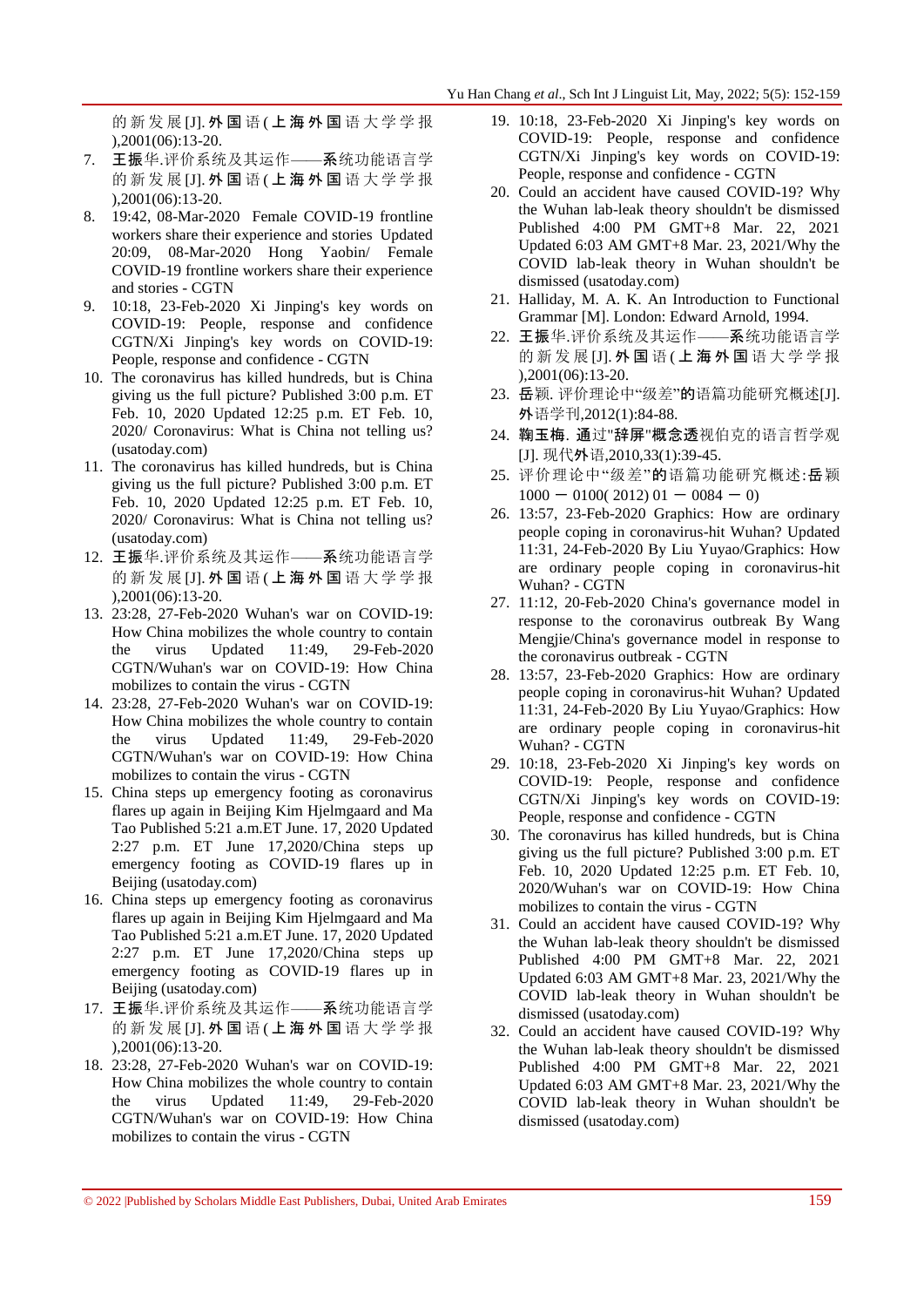的新发展[J].外国语(上海外国语大学学报),2001(06):13-20.

7. 王振华.评价系统及其运作——系统功能语言学的新发展[J].外国语(上海外国语大学学报),2001(06):13-20.
8. 19:42, 08-Mar-2020 Female COVID-19 frontline workers share their experience and stories Updated 20:09, 08-Mar-2020 Hong Yaobin/ Female COVID-19 frontline workers share their experience and stories - CGTN
9. 10:18, 23-Feb-2020 Xi Jinping's key words on COVID-19: People, response and confidence CGTN/Xi Jinping's key words on COVID-19: People, response and confidence - CGTN
10. The coronavirus has killed hundreds, but is China giving us the full picture? Published 3:00 p.m. ET Feb. 10, 2020 Updated 12:25 p.m. ET Feb. 10, 2020/ Coronavirus: What is China not telling us? (usatoday.com)
11. The coronavirus has killed hundreds, but is China giving us the full picture? Published 3:00 p.m. ET Feb. 10, 2020 Updated 12:25 p.m. ET Feb. 10, 2020/ Coronavirus: What is China not telling us? (usatoday.com)
12. 王振华.评价系统及其运作——系统功能语言学的新发展[J].外国语(上海外国语大学学报),2001(06):13-20.
13. 23:28, 27-Feb-2020 Wuhan's war on COVID-19: How China mobilizes the whole country to contain the virus Updated 11:49, 29-Feb-2020 CGTN/Wuhan's war on COVID-19: How China mobilizes to contain the virus - CGTN
14. 23:28, 27-Feb-2020 Wuhan's war on COVID-19: How China mobilizes the whole country to contain the virus Updated 11:49, 29-Feb-2020 CGTN/Wuhan's war on COVID-19: How China mobilizes to contain the virus - CGTN
15. China steps up emergency footing as coronavirus flares up again in Beijing Kim Hjelmgaard and Ma Tao Published 5:21 a.m.ET June. 17, 2020 Updated 2:27 p.m. ET June 17,2020/China steps up emergency footing as COVID-19 flares up in Beijing (usatoday.com)
16. China steps up emergency footing as coronavirus flares up again in Beijing Kim Hjelmgaard and Ma Tao Published 5:21 a.m.ET June. 17, 2020 Updated 2:27 p.m. ET June 17,2020/China steps up emergency footing as COVID-19 flares up in Beijing (usatoday.com)
17. 王振华.评价系统及其运作——系统功能语言学的新发展[J].外国语(上海外国语大学学报),2001(06):13-20.
18. 23:28, 27-Feb-2020 Wuhan's war on COVID-19: How China mobilizes the whole country to contain the virus Updated 11:49, 29-Feb-2020 CGTN/Wuhan's war on COVID-19: How China mobilizes to contain the virus - CGTN
19. 10:18, 23-Feb-2020 Xi Jinping's key words on COVID-19: People, response and confidence CGTN/Xi Jinping's key words on COVID-19: People, response and confidence - CGTN
20. Could an accident have caused COVID-19? Why the Wuhan lab-leak theory shouldn't be dismissed Published 4:00 PM GMT+8 Mar. 22, 2021 Updated 6:03 AM GMT+8 Mar. 23, 2021/Why the COVID lab-leak theory in Wuhan shouldn't be dismissed (usatoday.com)
21. Halliday, M. A. K. An Introduction to Functional Grammar [M]. London: Edward Arnold, 1994.
22. 王振华.评价系统及其运作——系统功能语言学的新发展[J].外国语(上海外国语大学学报),2001(06):13-20.
23. 岳颖. 评价理论中"级差"的语篇功能研究概述[J].外语学刊,2012(1):84-88.
24. 鞠玉梅. 通过"辞屏"概念透视伯克的语言哲学观[J]. 现代外语,2010,33(1):39-45.
25. 评价理论中"级差"的语篇功能研究概述:岳颖 1000 — 0100( 2012) 01 — 0084 — 0)
26. 13:57, 23-Feb-2020 Graphics: How are ordinary people coping in coronavirus-hit Wuhan? Updated 11:31, 24-Feb-2020 By Liu Yuyao/Graphics: How are ordinary people coping in coronavirus-hit Wuhan? - CGTN
27. 11:12, 20-Feb-2020 China's governance model in response to the coronavirus outbreak By Wang Mengjie/China's governance model in response to the coronavirus outbreak - CGTN
28. 13:57, 23-Feb-2020 Graphics: How are ordinary people coping in coronavirus-hit Wuhan? Updated 11:31, 24-Feb-2020 By Liu Yuyao/Graphics: How are ordinary people coping in coronavirus-hit Wuhan? - CGTN
29. 10:18, 23-Feb-2020 Xi Jinping's key words on COVID-19: People, response and confidence CGTN/Xi Jinping's key words on COVID-19: People, response and confidence - CGTN
30. The coronavirus has killed hundreds, but is China giving us the full picture? Published 3:00 p.m. ET Feb. 10, 2020 Updated 12:25 p.m. ET Feb. 10, 2020/Wuhan's war on COVID-19: How China mobilizes to contain the virus - CGTN
31. Could an accident have caused COVID-19? Why the Wuhan lab-leak theory shouldn't be dismissed Published 4:00 PM GMT+8 Mar. 22, 2021 Updated 6:03 AM GMT+8 Mar. 23, 2021/Why the COVID lab-leak theory in Wuhan shouldn't be dismissed (usatoday.com)
32. Could an accident have caused COVID-19? Why the Wuhan lab-leak theory shouldn't be dismissed Published 4:00 PM GMT+8 Mar. 22, 2021 Updated 6:03 AM GMT+8 Mar. 23, 2021/Why the COVID lab-leak theory in Wuhan shouldn't be dismissed (usatoday.com)